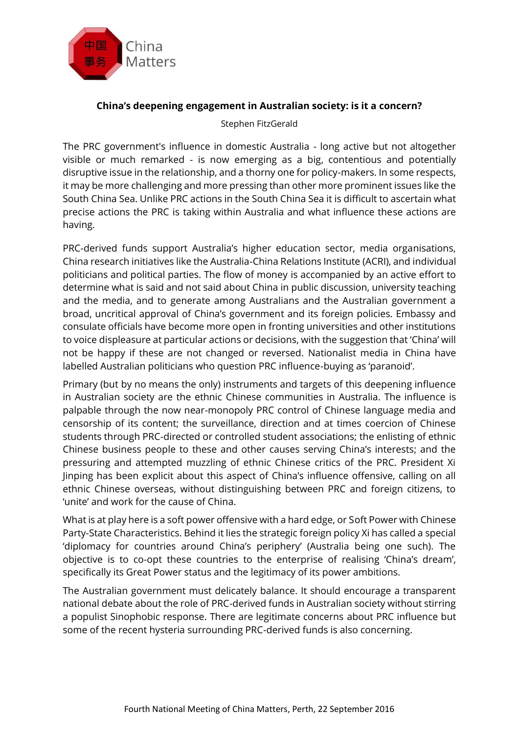中国 事务 China Matters

**China's deepening engagement in Australian society: is it a concern?**

Stephen FitzGerald

The PRC government's influence in domestic Australia - long active but not altogether visible or much remarked - is now emerging as a big, contentious and potentially disruptive issue in the relationship, and a thorny one for policy-makers. In some respects, it may be more challenging and more pressing than other more prominent issues like the South China Sea. Unlike PRC actions in the South China Sea it is difficult to ascertain what precise actions the PRC is taking within Australia and what influence these actions are having.

PRC-derived funds support Australia's higher education sector, media organisations, China research initiatives like the Australia-China Relations Institute (ACRI), and individual politicians and political parties. The flow of money is accompanied by an active effort to determine what is said and not said about China in public discussion, university teaching and the media, and to generate among Australians and the Australian government a broad, uncritical approval of China's government and its foreign policies. Embassy and consulate officials have become more open in fronting universities and other institutions to voice displeasure at particular actions or decisions, with the suggestion that 'China' will not be happy if these are not changed or reversed. Nationalist media in China have labelled Australian politicians who question PRC influence-buying as 'paranoid'.

Primary (but by no means the only) instruments and targets of this deepening influence in Australian society are the ethnic Chinese communities in Australia. The influence is palpable through the now near-monopoly PRC control of Chinese language media and censorship of its content; the surveillance, direction and at times coercion of Chinese students through PRC-directed or controlled student associations; the enlisting of ethnic Chinese business people to these and other causes serving China's interests; and the pressuring and attempted muzzling of ethnic Chinese critics of the PRC. President Xi Jinping has been explicit about this aspect of China's influence offensive, calling on all ethnic Chinese overseas, without distinguishing between PRC and foreign citizens, to 'unite' and work for the cause of China.

What is at play here is a soft power offensive with a hard edge, or Soft Power with Chinese Party-State Characteristics. Behind it lies the strategic foreign policy Xi has called a special 'diplomacy for countries around China's periphery' (Australia being one such). The objective is to co-opt these countries to the enterprise of realising 'China's dream', specifically its Great Power status and the legitimacy of its power ambitions.

The Australian government must delicately balance. It should encourage a transparent national debate about the role of PRC-derived funds in Australian society without stirring a populist Sinophobic response. There are legitimate concerns about PRC influence but some of the recent hysteria surrounding PRC-derived funds is also concerning.

Fourth National Meeting of China Matters, Perth, 22 September 2016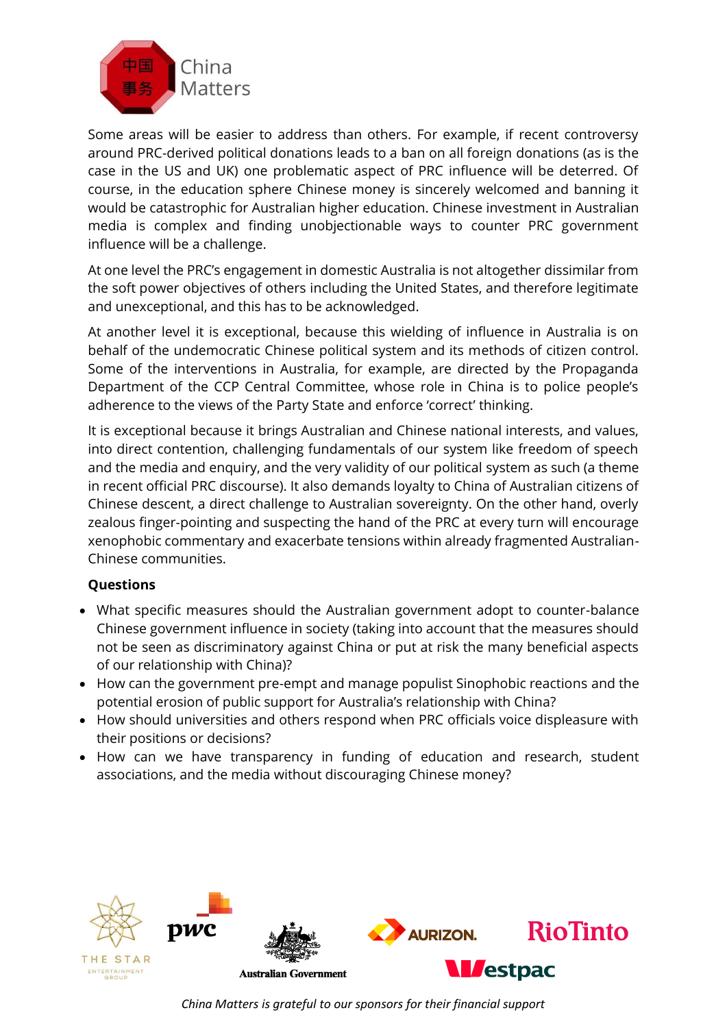Some areas will be easier to address than others. For example, if recent controversy around PRC-derived political donations leads to a ban on all foreign donations (as is the case in the US and UK) one problematic aspect of PRC influence will be deterred. Of course, in the education sphere Chinese money is sincerely welcomed and banning it would be catastrophic for Australian higher education. Chinese investment in Australian media is complex and finding unobjectionable ways to counter PRC government influence will be a challenge.

At one level the PRC's engagement in domestic Australia is not altogether dissimilar from the soft power objectives of others including the United States, and therefore legitimate and unexceptional, and this has to be acknowledged.

At another level it is exceptional, because this wielding of influence in Australia is on behalf of the undemocratic Chinese political system and its methods of citizen control. Some of the interventions in Australia, for example, are directed by the Propaganda Department of the CCP Central Committee, whose role in China is to police people's adherence to the views of the Party State and enforce 'correct' thinking.

It is exceptional because it brings Australian and Chinese national interests, and values, into direct contention, challenging fundamentals of our system like freedom of speech and the media and enquiry, and the very validity of our political system as such (a theme in recent official PRC discourse). It also demands loyalty to China of Australian citizens of Chinese descent, a direct challenge to Australian sovereignty. On the other hand, overly zealous finger-pointing and suspecting the hand of the PRC at every turn will encourage xenophobic commentary and exacerbate tensions within already fragmented Australian-Chinese communities.

**Questions**

- What specific measures should the Australian government adopt to counter-balance Chinese government influence in society (taking into account that the measures should not be seen as discriminatory against China or put at risk the many beneficial aspects of our relationship with China)?
- How can the government pre-empt and manage populist Sinophobic reactions and the potential erosion of public support for Australia's relationship with China?
- How should universities and others respond when PRC officials voice displeasure with their positions or decisions?
- How can we have transparency in funding of education and research, student associations, and the media without discouraging Chinese money?

*China Matters is grateful to our sponsors for their financial support*